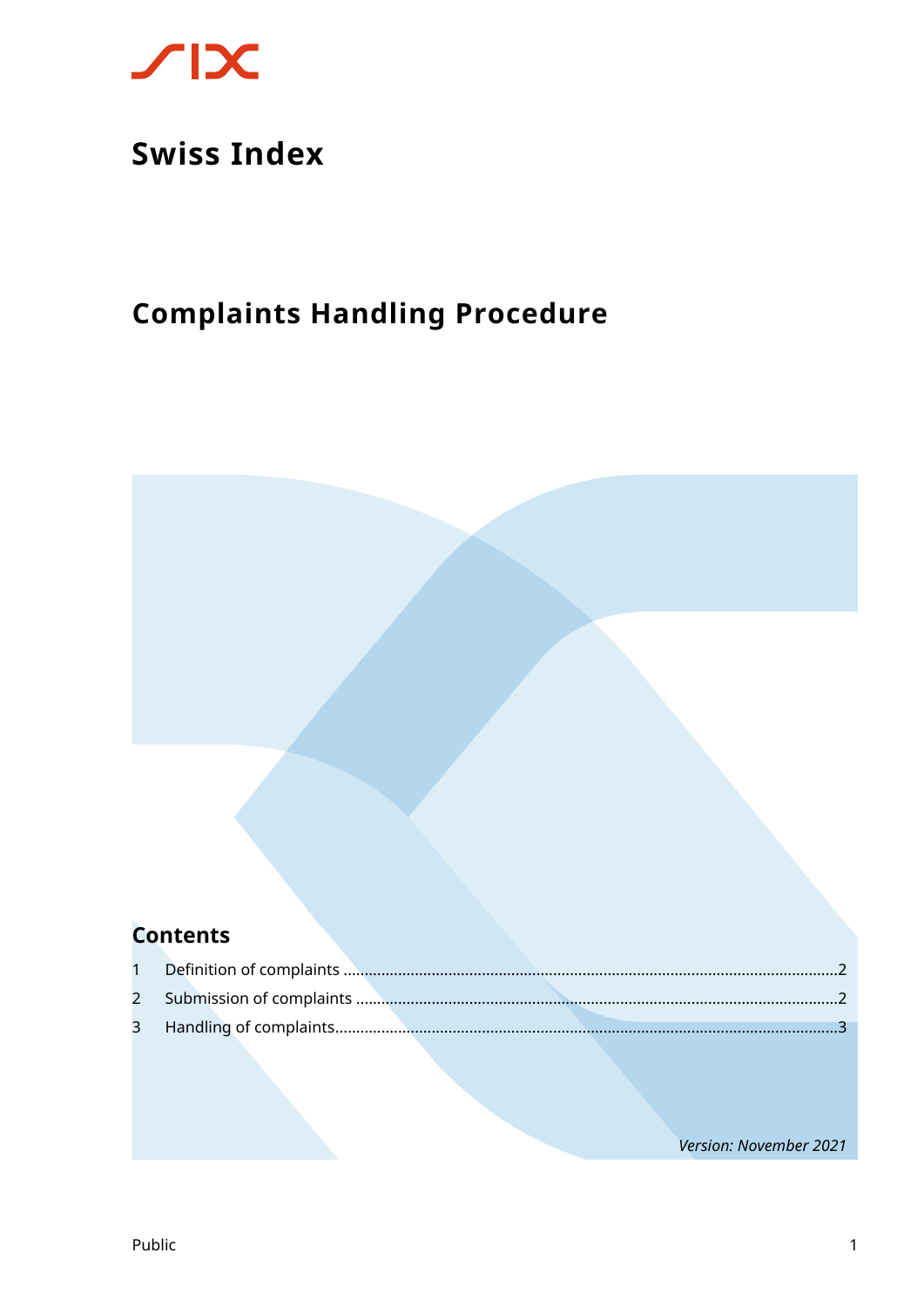# Swiss Index

## Complaints Handling Procedure

### Contents

1 Definition of complaints .......... 2
2 Submission of complaints .......... 2
3 Handling of complaints .......... 3

*Version: November 2021*

Public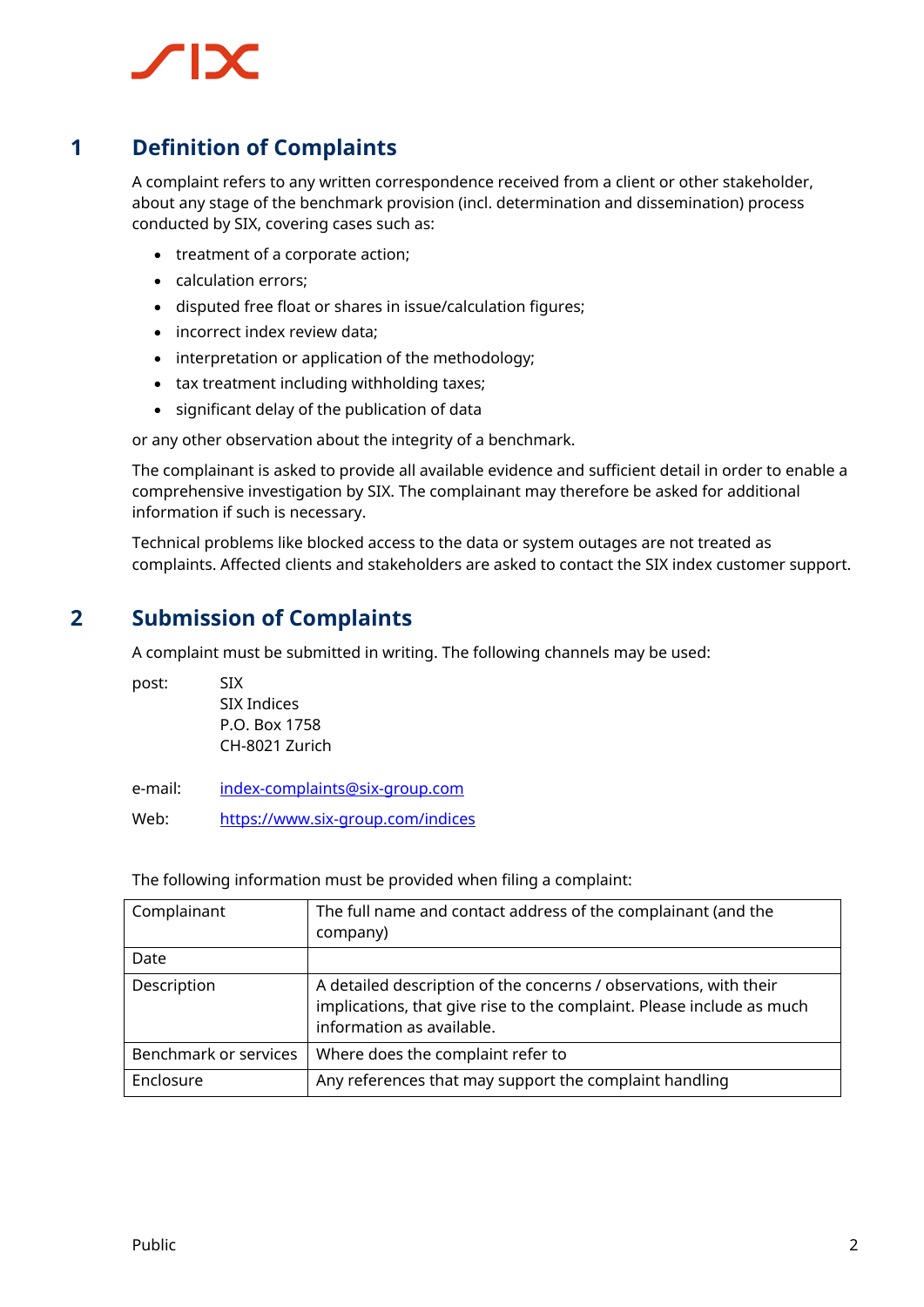# 1 Definition of Complaints

A complaint refers to any written correspondence received from a client or other stakeholder, about any stage of the benchmark provision (incl. determination and dissemination) process conducted by SIX, covering cases such as:

- treatment of a corporate action;
- calculation errors;
- disputed free float or shares in issue/calculation figures;
- incorrect index review data;
- interpretation or application of the methodology;
- tax treatment including withholding taxes;
- significant delay of the publication of data

or any other observation about the integrity of a benchmark.

The complainant is asked to provide all available evidence and sufficient detail in order to enable a comprehensive investigation by SIX. The complainant may therefore be asked for additional information if such is necessary.

Technical problems like blocked access to the data or system outages are not treated as complaints. Affected clients and stakeholders are asked to contact the SIX index customer support.

# 2 Submission of Complaints

A complaint must be submitted in writing. The following channels may be used:

post: SIX
SIX Indices
P.O. Box 1758
CH-8021 Zurich

e-mail: index-complaints@six-group.com

Web: https://www.six-group.com/indices

The following information must be provided when filing a complaint:

| Complainant | The full name and contact address of the complainant (and the company) |
|---|---|
| Date | |
| Description | A detailed description of the concerns / observations, with their implications, that give rise to the complaint. Please include as much information as available. |
| Benchmark or services | Where does the complaint refer to |
| Enclosure | Any references that may support the complaint handling |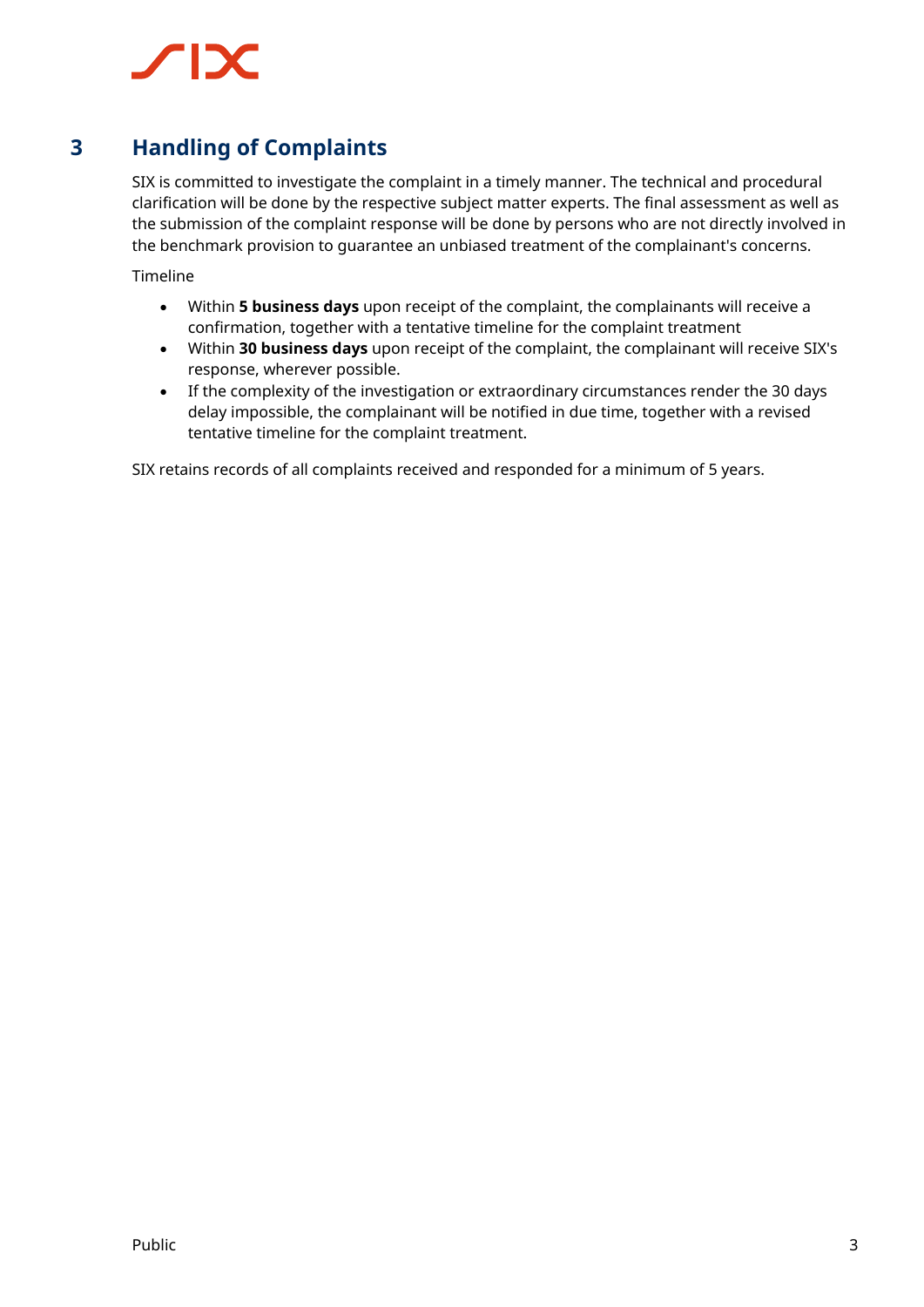# 3 Handling of Complaints

SIX is committed to investigate the complaint in a timely manner. The technical and procedural clarification will be done by the respective subject matter experts. The final assessment as well as the submission of the complaint response will be done by persons who are not directly involved in the benchmark provision to guarantee an unbiased treatment of the complainant's concerns.

Timeline

- Within **5 business days** upon receipt of the complaint, the complainants will receive a confirmation, together with a tentative timeline for the complaint treatment
- Within **30 business days** upon receipt of the complaint, the complainant will receive SIX's response, wherever possible.
- If the complexity of the investigation or extraordinary circumstances render the 30 days delay impossible, the complainant will be notified in due time, together with a revised tentative timeline for the complaint treatment.

SIX retains records of all complaints received and responded for a minimum of 5 years.